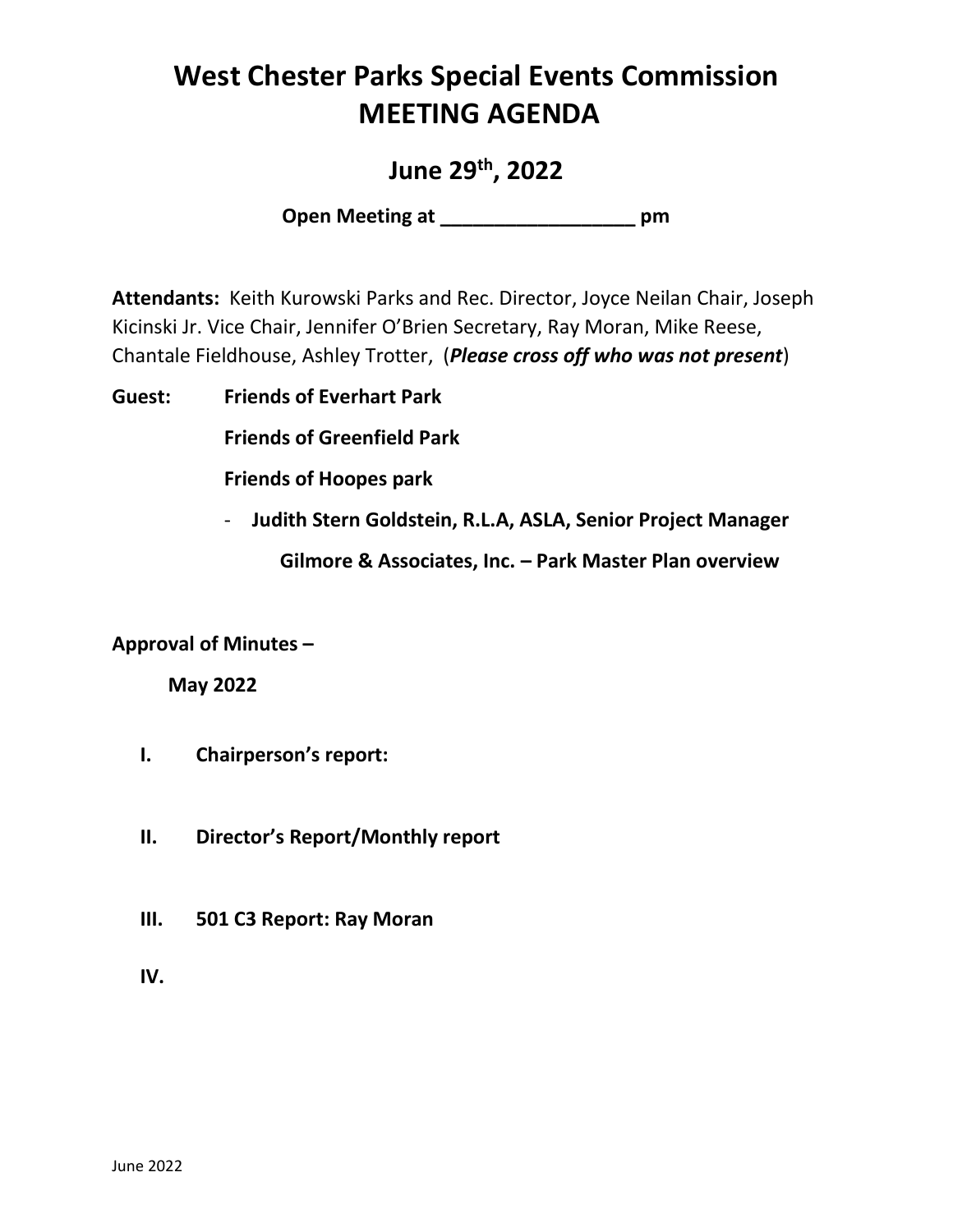# West Chester Parks Special Events Commission
# MEETING AGENDA

## June 29th, 2022

**Open Meeting at __________________ pm**

**Attendants:** Keith Kurowski Parks and Rec. Director, Joyce Neilan Chair, Joseph Kicinski Jr. Vice Chair, Jennifer O'Brien Secretary, Ray Moran, Mike Reese, Chantale Fieldhouse, Ashley Trotter, (***Please cross off who was not present***)

**Guest:** **Friends of Everhart Park**

**Friends of Greenfield Park**

**Friends of Hoopes park**

- **Judith Stern Goldstein, R.L.A, ASLA, Senior Project Manager**

  **Gilmore & Associates, Inc. – Park Master Plan overview**

**Approval of Minutes –**

**May 2022**

I. **Chairperson's report:**

II. **Director's Report/Monthly report**

III. **501 C3 Report: Ray Moran**

IV.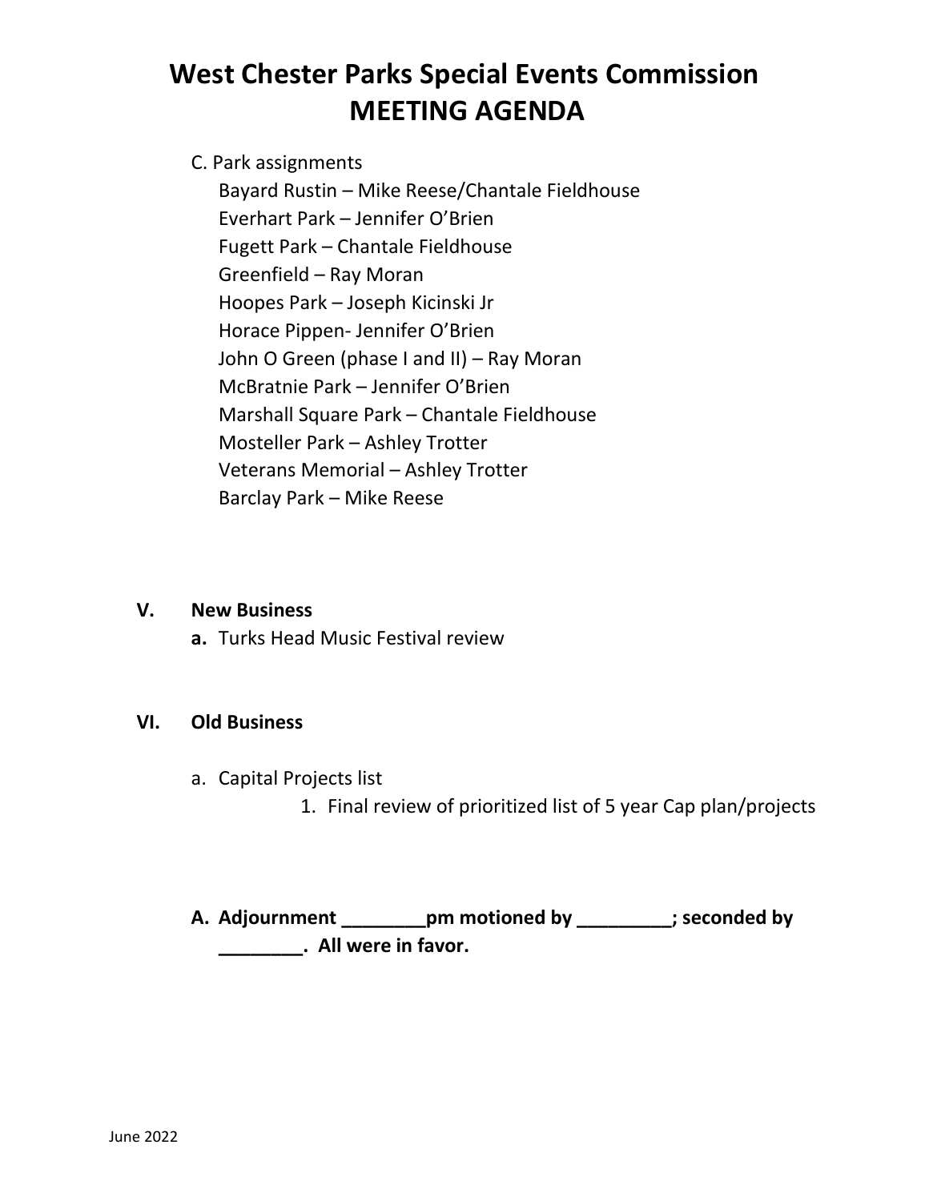# West Chester Parks Special Events Commission
# MEETING AGENDA

C. Park assignments

Bayard Rustin – Mike Reese/Chantale Fieldhouse
Everhart Park – Jennifer O'Brien
Fugett Park – Chantale Fieldhouse
Greenfield – Ray Moran
Hoopes Park – Joseph Kicinski Jr
Horace Pippen- Jennifer O'Brien
John O Green (phase I and II) – Ray Moran
McBratnie Park – Jennifer O'Brien
Marshall Square Park – Chantale Fieldhouse
Mosteller Park – Ashley Trotter
Veterans Memorial – Ashley Trotter
Barclay Park – Mike Reese

## V. New Business

**a.** Turks Head Music Festival review

## VI. Old Business

a. Capital Projects list
   1. Final review of prioritized list of 5 year Cap plan/projects

**A. Adjournment ________pm motioned by _________; seconded by ________. All were in favor.**

June 2022